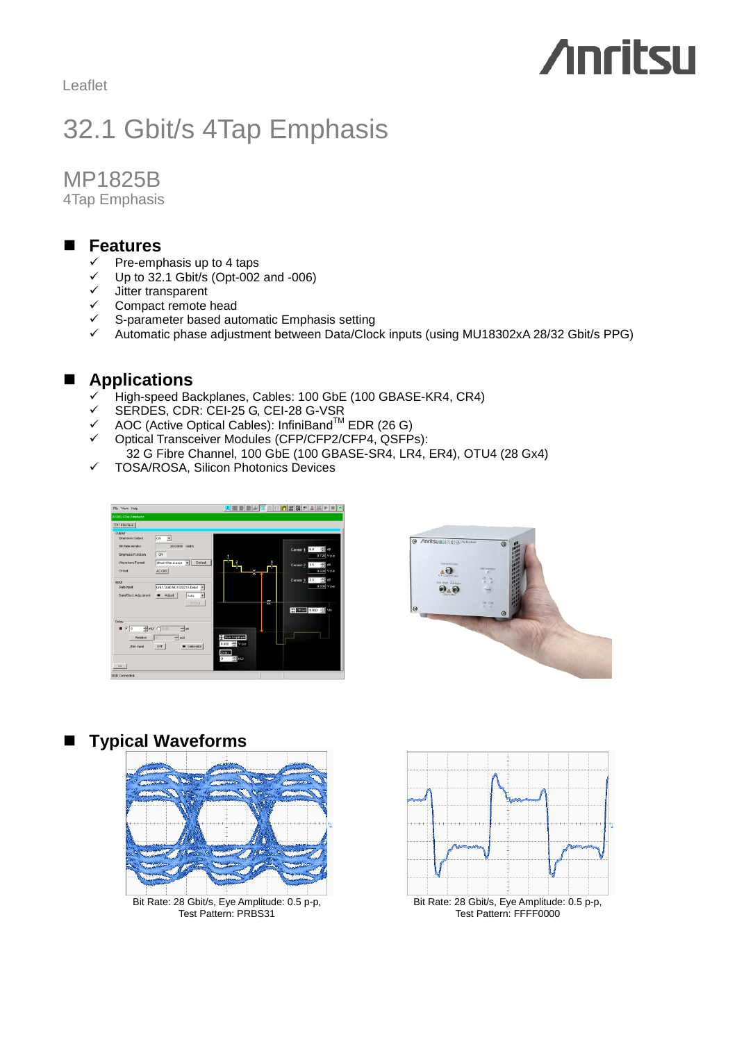Leaflet

# 32.1 Gbit/s 4Tap Emphasis

## MP1825B

4Tap Emphasis

## Features

- ✓ Pre-emphasis up to 4 taps
- ✓ Up to 32.1 Gbit/s (Opt-002 and -006)
- ✓ Jitter transparent
- ✓ Compact remote head
- ✓ S-parameter based automatic Emphasis setting
- ✓ Automatic phase adjustment between Data/Clock inputs (using MU18302xA 28/32 Gbit/s PPG)

## Applications

- ✓ High-speed Backplanes, Cables: 100 GbE (100 GBASE-KR4, CR4)
- ✓ SERDES, CDR: CEI-25 G, CEI-28 G-VSR
- ✓ AOC (Active Optical Cables): InfiniBand[TM] EDR (26 G)
- ✓ Optical Transceiver Modules (CFP/CFP2/CFP4, QSFPs):
  32 G Fibre Channel, 100 GbE (100 GBASE-SR4, LR4, ER4), OTU4 (28 Gx4)
- ✓ TOSA/ROSA, Silicon Photonics Devices

## Typical Waveforms

Bit Rate: 28 Gbit/s, Eye Amplitude: 0.5 p-p,
Test Pattern: PRBS31

Bit Rate: 28 Gbit/s, Eye Amplitude: 0.5 p-p,
Test Pattern: FFFF0000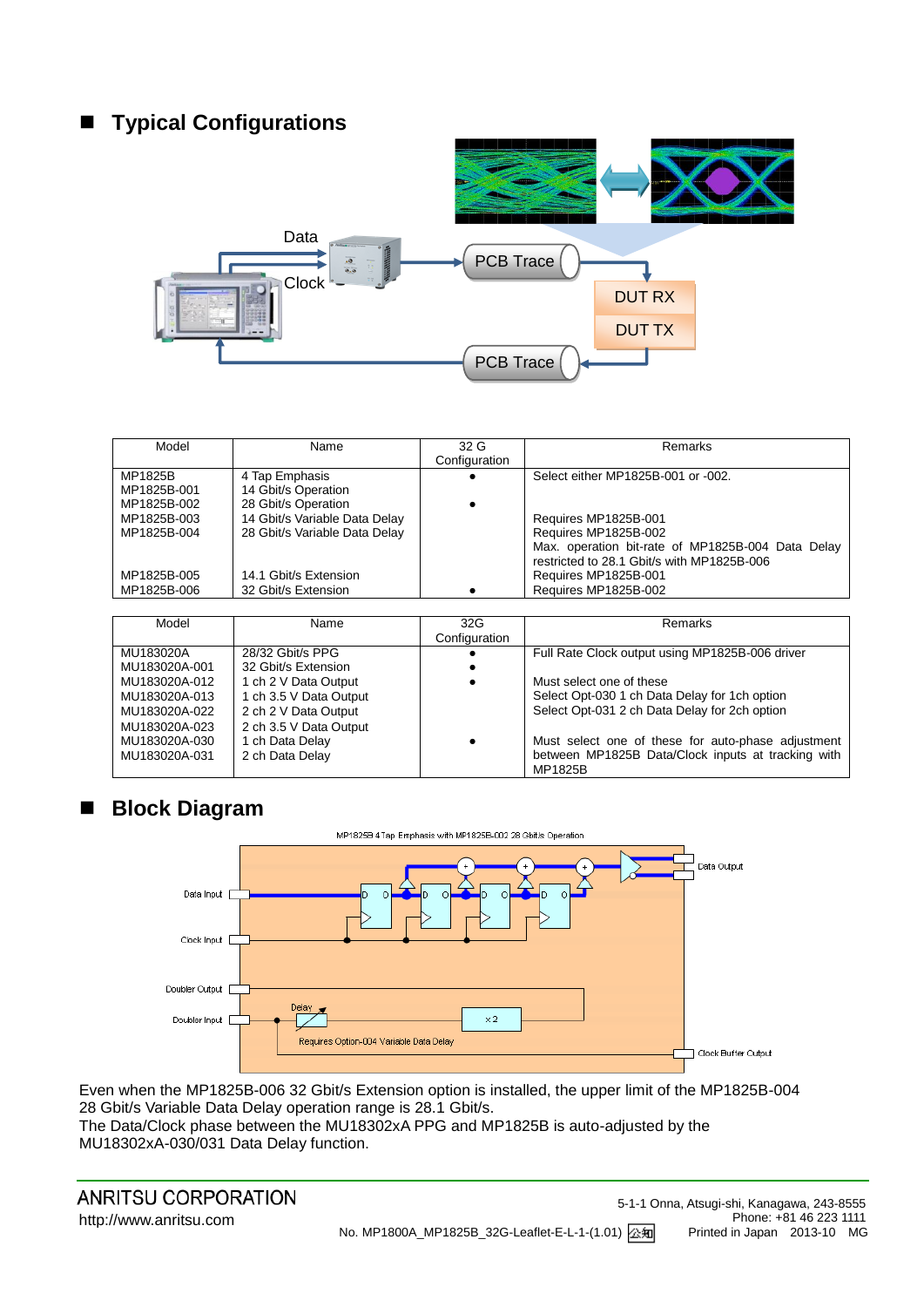## ■ Typical Configurations

Data

Clock

PCB Trace

DUT RX

DUT TX

PCB Trace

| Model | Name | 32 G Configuration | Remarks |
|---|---|---|---|
| MP1825B | 4 Tap Emphasis | ● | Select either MP1825B-001 or -002. |
| MP1825B-001 | 14 Gbit/s Operation | | |
| MP1825B-002 | 28 Gbit/s Operation | ● | |
| MP1825B-003 | 14 Gbit/s Variable Data Delay | | Requires MP1825B-001 |
| MP1825B-004 | 28 Gbit/s Variable Data Delay | | Requires MP1825B-002<br>Max. operation bit-rate of MP1825B-004 Data Delay restricted to 28.1 Gbit/s with MP1825B-006 |
| MP1825B-005 | 14.1 Gbit/s Extension | | Requires MP1825B-001 |
| MP1825B-006 | 32 Gbit/s Extension | ● | Requires MP1825B-002 |

| Model | Name | 32G Configuration | Remarks |
|---|---|---|---|
| MU183020A | 28/32 Gbit/s PPG | ● | Full Rate Clock output using MP1825B-006 driver |
| MU183020A-001 | 32 Gbit/s Extension | ● | |
| MU183020A-012 | 1 ch 2 V Data Output | ● | Must select one of these |
| MU183020A-013 | 1 ch 3.5 V Data Output | | Select Opt-030 1 ch Data Delay for 1ch option |
| MU183020A-022 | 2 ch 2 V Data Output | | Select Opt-031 2 ch Data Delay for 2ch option |
| MU183020A-023 | 2 ch 3.5 V Data Output | | |
| MU183020A-030 | 1 ch Data Delay | ● | Must select one of these for auto-phase adjustment between MP1825B Data/Clock inputs at tracking with MP1825B |
| MU183020A-031 | 2 ch Data Delay | | |

## ■ Block Diagram

MP1825B 4Tap Emphasis with MP1825B-002 28 Gbit/s Operation

Data Input

Clock Input

Doubler Output

Doubler Input

Delay

×2

Requires Option-004 Variable Data Delay

Data Output

Clock Buffer Output

Even when the MP1825B-006 32 Gbit/s Extension option is installed, the upper limit of the MP1825B-004 28 Gbit/s Variable Data Delay operation range is 28.1 Gbit/s.
The Data/Clock phase between the MU18302xA PPG and MP1825B is auto-adjusted by the MU18302xA-030/031 Data Delay function.

ANRITSU CORPORATION
http://www.anritsu.com

5-1-1 Onna, Atsugi-shi, Kanagawa, 243-8555
Phone: +81 46 223 1111

No. MP1800A_MP1825B_32G-Leaflet-E-L-1-(1.01) 公知 Printed in Japan 2013-10 MG